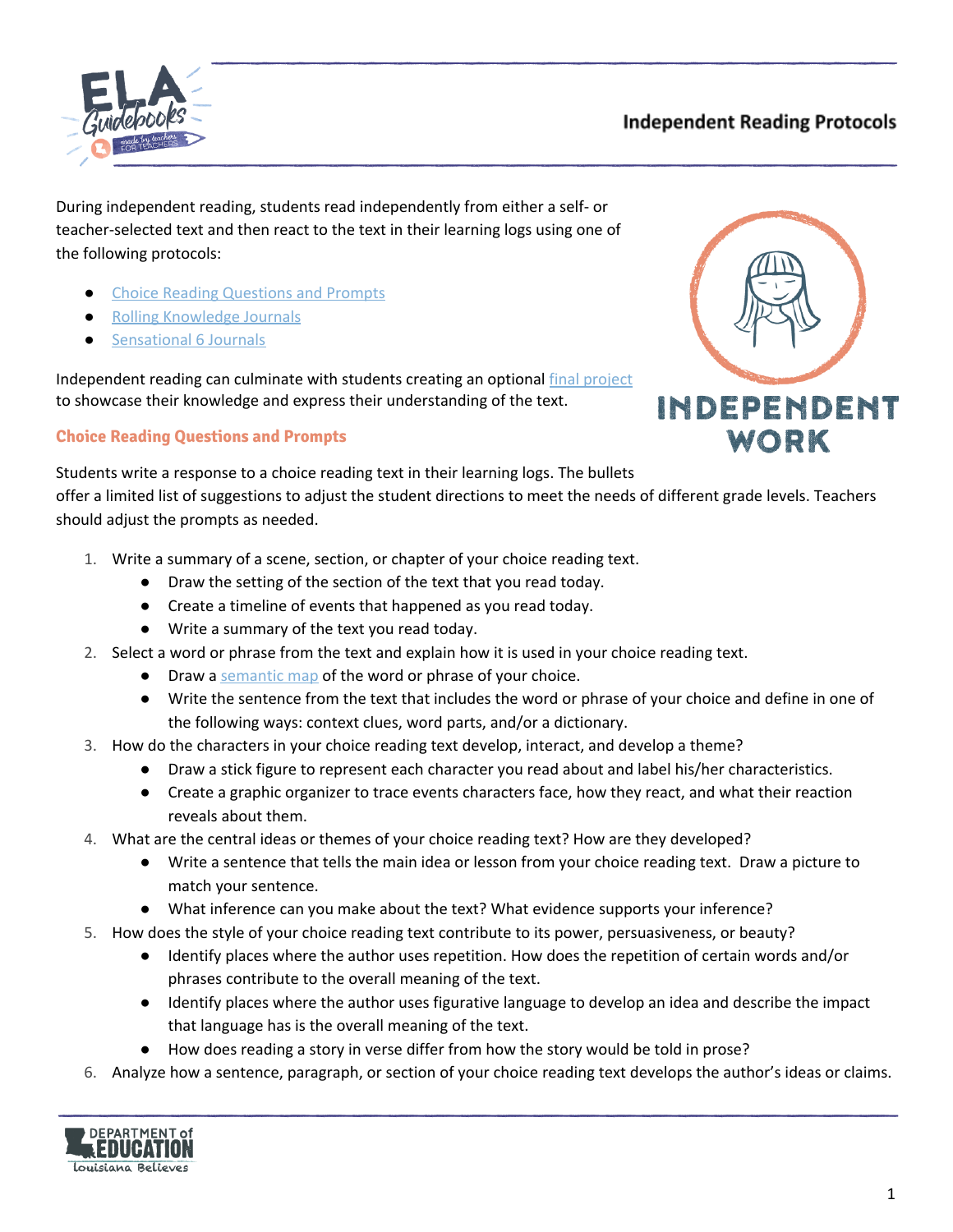# Independent Reading Protocols

During independent reading, students read independently from either a self- or teacher-selected text and then react to the text in their learning logs using one of the following protocols:

- Choice Reading Questions and Prompts
- Rolling Knowledge Journals
- Sensational 6 Journals

Independent reading can culminate with students creating an optional final project to showcase their knowledge and express their understanding of the text.

## Choice Reading Questions and Prompts

Students write a response to a choice reading text in their learning logs. The bullets offer a limited list of suggestions to adjust the student directions to meet the needs of different grade levels. Teachers should adjust the prompts as needed.

1. Write a summary of a scene, section, or chapter of your choice reading text.
   - Draw the setting of the section of the text that you read today.
   - Create a timeline of events that happened as you read today.
   - Write a summary of the text you read today.
2. Select a word or phrase from the text and explain how it is used in your choice reading text.
   - Draw a semantic map of the word or phrase of your choice.
   - Write the sentence from the text that includes the word or phrase of your choice and define in one of the following ways: context clues, word parts, and/or a dictionary.
3. How do the characters in your choice reading text develop, interact, and develop a theme?
   - Draw a stick figure to represent each character you read about and label his/her characteristics.
   - Create a graphic organizer to trace events characters face, how they react, and what their reaction reveals about them.
4. What are the central ideas or themes of your choice reading text? How are they developed?
   - Write a sentence that tells the main idea or lesson from your choice reading text. Draw a picture to match your sentence.
   - What inference can you make about the text? What evidence supports your inference?
5. How does the style of your choice reading text contribute to its power, persuasiveness, or beauty?
   - Identify places where the author uses repetition. How does the repetition of certain words and/or phrases contribute to the overall meaning of the text.
   - Identify places where the author uses figurative language to develop an idea and describe the impact that language has is the overall meaning of the text.
   - How does reading a story in verse differ from how the story would be told in prose?
6. Analyze how a sentence, paragraph, or section of your choice reading text develops the author's ideas or claims.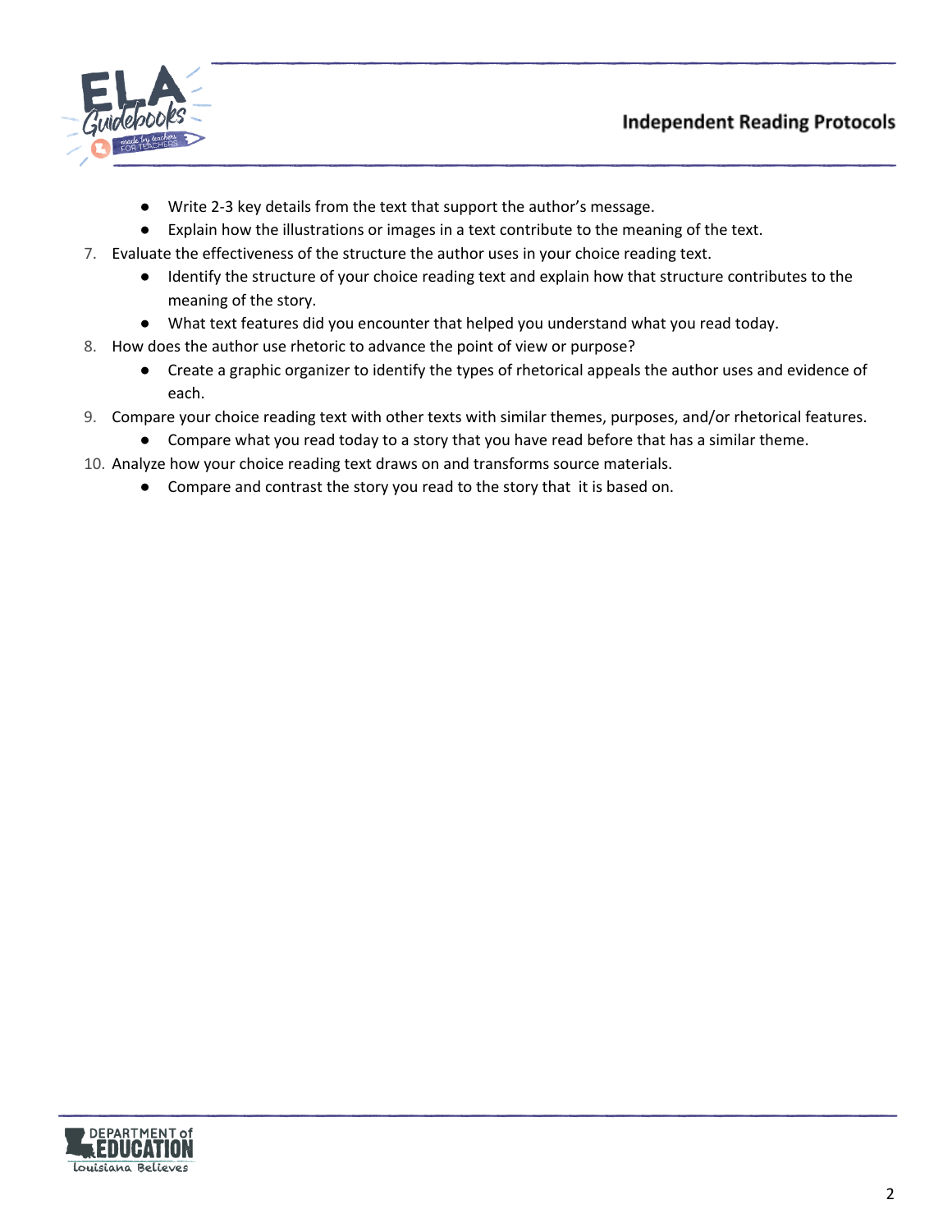- Write 2-3 key details from the text that support the author's message.
- Explain how the illustrations or images in a text contribute to the meaning of the text.

7. Evaluate the effectiveness of the structure the author uses in your choice reading text.
    - Identify the structure of your choice reading text and explain how that structure contributes to the meaning of the story.
    - What text features did you encounter that helped you understand what you read today.
8. How does the author use rhetoric to advance the point of view or purpose?
    - Create a graphic organizer to identify the types of rhetorical appeals the author uses and evidence of each.
9. Compare your choice reading text with other texts with similar themes, purposes, and/or rhetorical features.
    - Compare what you read today to a story that you have read before that has a similar theme.
10. Analyze how your choice reading text draws on and transforms source materials.
    - Compare and contrast the story you read to the story that it is based on.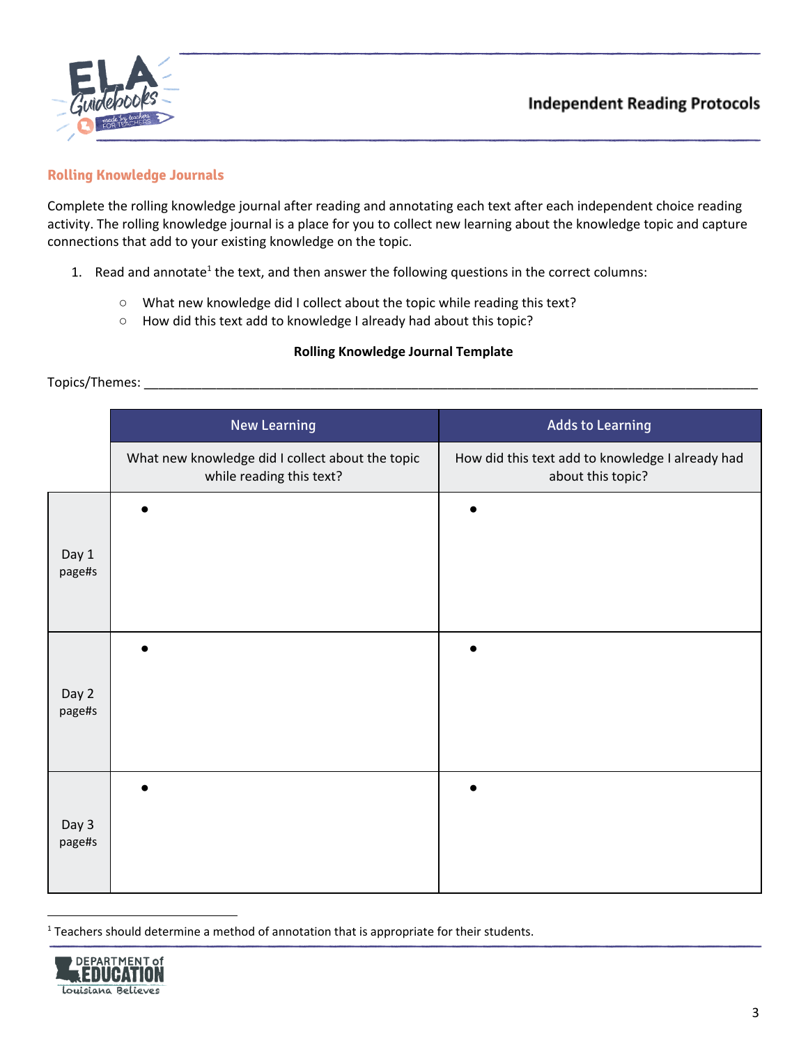## Rolling Knowledge Journals

Complete the rolling knowledge journal after reading and annotating each text after each independent choice reading activity. The rolling knowledge journal is a place for you to collect new learning about the knowledge topic and capture connections that add to your existing knowledge on the topic.

1. Read and annotate[1] the text, and then answer the following questions in the correct columns:
   - What new knowledge did I collect about the topic while reading this text?
   - How did this text add to knowledge I already had about this topic?

**Rolling Knowledge Journal Template**

Topics/Themes: ______________________________________________________________________________

| | New Learning | Adds to Learning |
|---|---|---|
| | What new knowledge did I collect about the topic while reading this text? | How did this text add to knowledge I already had about this topic? |
| Day 1 page#s | • | • |
| Day 2 page#s | • | • |
| Day 3 page#s | • | • |

[1] Teachers should determine a method of annotation that is appropriate for their students.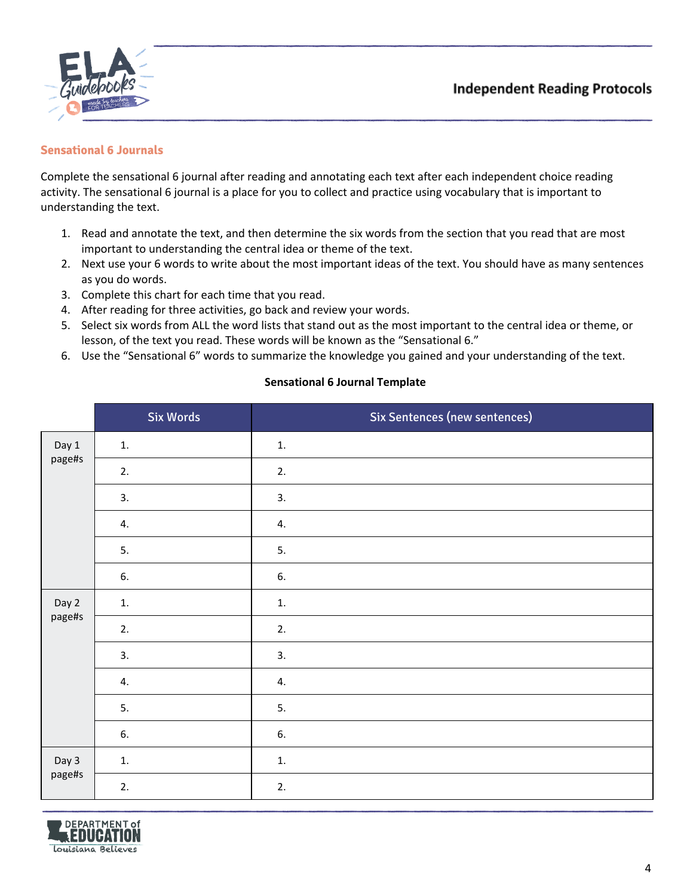## Sensational 6 Journals

Complete the sensational 6 journal after reading and annotating each text after each independent choice reading activity. The sensational 6 journal is a place for you to collect and practice using vocabulary that is important to understanding the text.

1. Read and annotate the text, and then determine the six words from the section that you read that are most important to understanding the central idea or theme of the text.
2. Next use your 6 words to write about the most important ideas of the text. You should have as many sentences as you do words.
3. Complete this chart for each time that you read.
4. After reading for three activities, go back and review your words.
5. Select six words from ALL the word lists that stand out as the most important to the central idea or theme, or lesson, of the text you read. These words will be known as the "Sensational 6."
6. Use the "Sensational 6" words to summarize the knowledge you gained and your understanding of the text.

**Sensational 6 Journal Template**

| | Six Words | Six Sentences (new sentences) |
|---|---|---|
| Day 1 page#s | 1. | 1. |
| | 2. | 2. |
| | 3. | 3. |
| | 4. | 4. |
| | 5. | 5. |
| | 6. | 6. |
| Day 2 page#s | 1. | 1. |
| | 2. | 2. |
| | 3. | 3. |
| | 4. | 4. |
| | 5. | 5. |
| | 6. | 6. |
| Day 3 page#s | 1. | 1. |
| | 2. | 2. |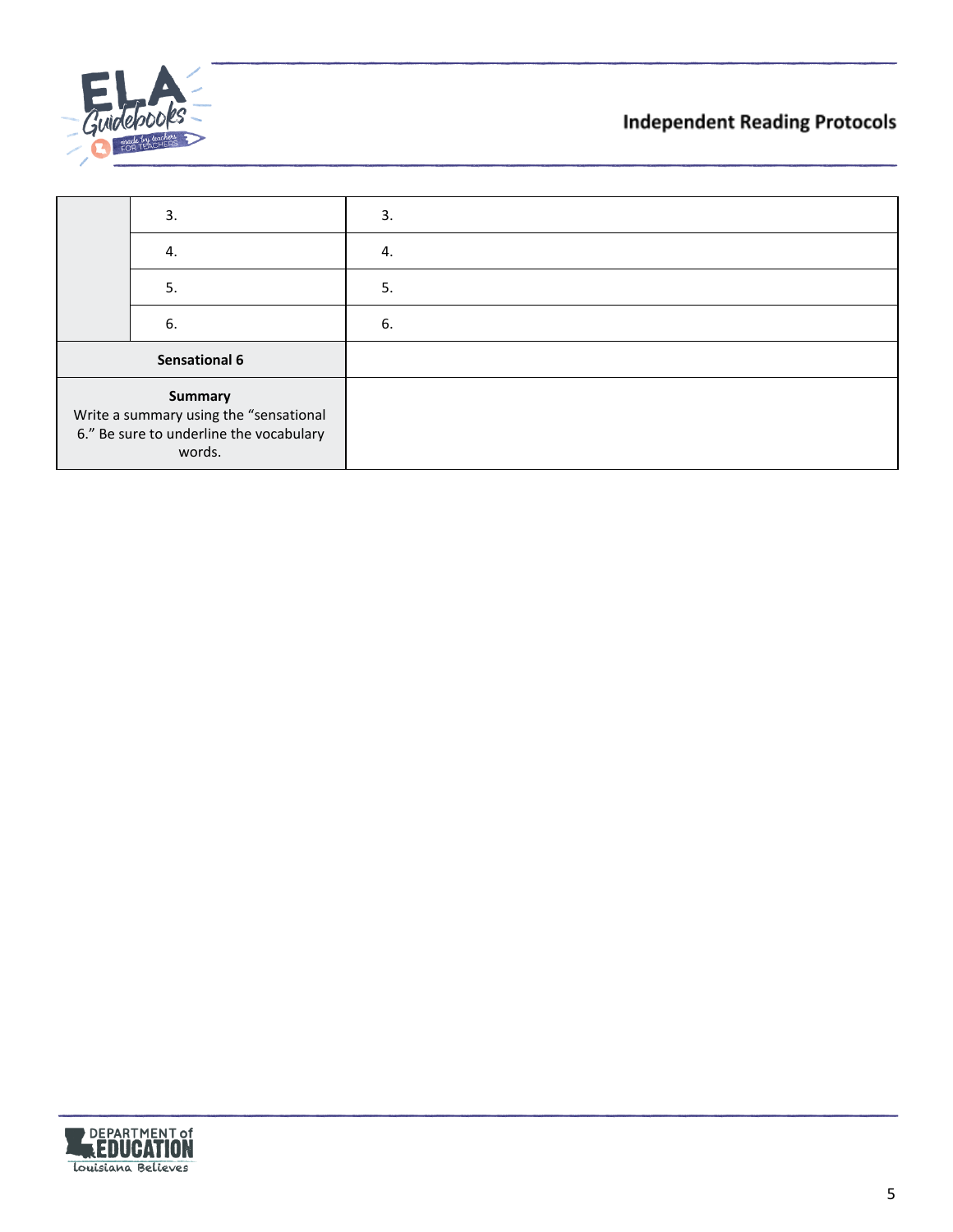|  |  |  |
|---|---|---|
|  | 3. | 3. |
|  | 4. | 4. |
|  | 5. | 5. |
|  | 6. | 6. |
| **Sensational 6** |  |  |
| **Summary** Write a summary using the "sensational 6." Be sure to underline the vocabulary words. |  |  |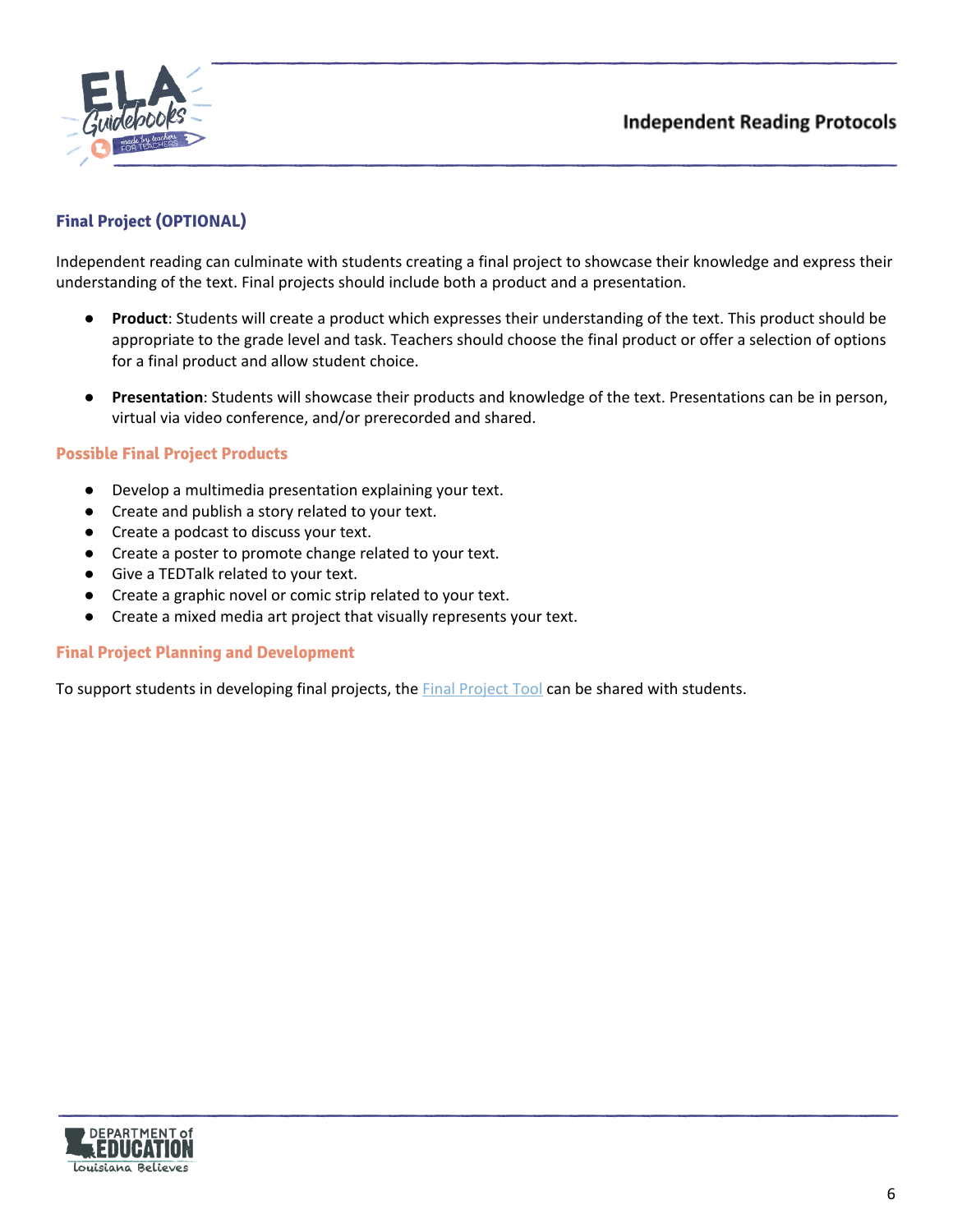## Final Project (OPTIONAL)

Independent reading can culminate with students creating a final project to showcase their knowledge and express their understanding of the text. Final projects should include both a product and a presentation.

- **Product**: Students will create a product which expresses their understanding of the text. This product should be appropriate to the grade level and task. Teachers should choose the final product or offer a selection of options for a final product and allow student choice.
- **Presentation**: Students will showcase their products and knowledge of the text. Presentations can be in person, virtual via video conference, and/or prerecorded and shared.

### Possible Final Project Products

- Develop a multimedia presentation explaining your text.
- Create and publish a story related to your text.
- Create a podcast to discuss your text.
- Create a poster to promote change related to your text.
- Give a TEDTalk related to your text.
- Create a graphic novel or comic strip related to your text.
- Create a mixed media art project that visually represents your text.

### Final Project Planning and Development

To support students in developing final projects, the Final Project Tool can be shared with students.